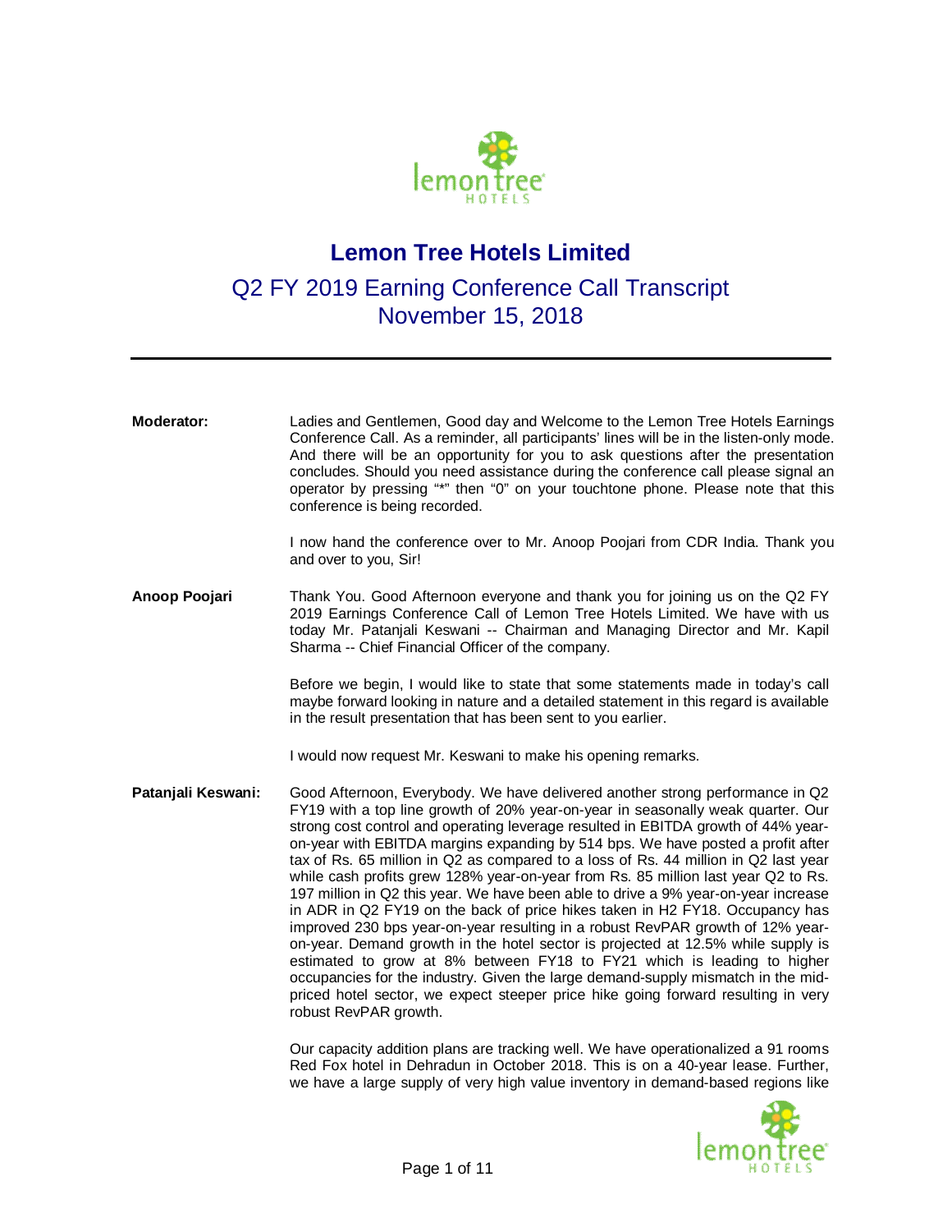# Lemon Tree Hotels Limited

## Q2 FY 2019 Earning Conference Call Transcript
## November 15, 2018

---

**Moderator:** Ladies and Gentlemen, Good day and Welcome to the Lemon Tree Hotels Earnings Conference Call. As a reminder, all participants' lines will be in the listen-only mode. And there will be an opportunity for you to ask questions after the presentation concludes. Should you need assistance during the conference call please signal an operator by pressing "*" then "0" on your touchtone phone. Please note that this conference is being recorded.

I now hand the conference over to Mr. Anoop Poojari from CDR India. Thank you and over to you, Sir!

**Anoop Poojari** Thank You. Good Afternoon everyone and thank you for joining us on the Q2 FY 2019 Earnings Conference Call of Lemon Tree Hotels Limited. We have with us today Mr. Patanjali Keswani -- Chairman and Managing Director and Mr. Kapil Sharma -- Chief Financial Officer of the company.

Before we begin, I would like to state that some statements made in today's call maybe forward looking in nature and a detailed statement in this regard is available in the result presentation that has been sent to you earlier.

I would now request Mr. Keswani to make his opening remarks.

**Patanjali Keswani:** Good Afternoon, Everybody. We have delivered another strong performance in Q2 FY19 with a top line growth of 20% year-on-year in seasonally weak quarter. Our strong cost control and operating leverage resulted in EBITDA growth of 44% year-on-year with EBITDA margins expanding by 514 bps. We have posted a profit after tax of Rs. 65 million in Q2 as compared to a loss of Rs. 44 million in Q2 last year while cash profits grew 128% year-on-year from Rs. 85 million last year Q2 to Rs. 197 million in Q2 this year. We have been able to drive a 9% year-on-year increase in ADR in Q2 FY19 on the back of price hikes taken in H2 FY18. Occupancy has improved 230 bps year-on-year resulting in a robust RevPAR growth of 12% year-on-year. Demand growth in the hotel sector is projected at 12.5% while supply is estimated to grow at 8% between FY18 to FY21 which is leading to higher occupancies for the industry. Given the large demand-supply mismatch in the mid-priced hotel sector, we expect steeper price hike going forward resulting in very robust RevPAR growth.

Our capacity addition plans are tracking well. We have operationalized a 91 rooms Red Fox hotel in Dehradun in October 2018. This is on a 40-year lease. Further, we have a large supply of very high value inventory in demand-based regions like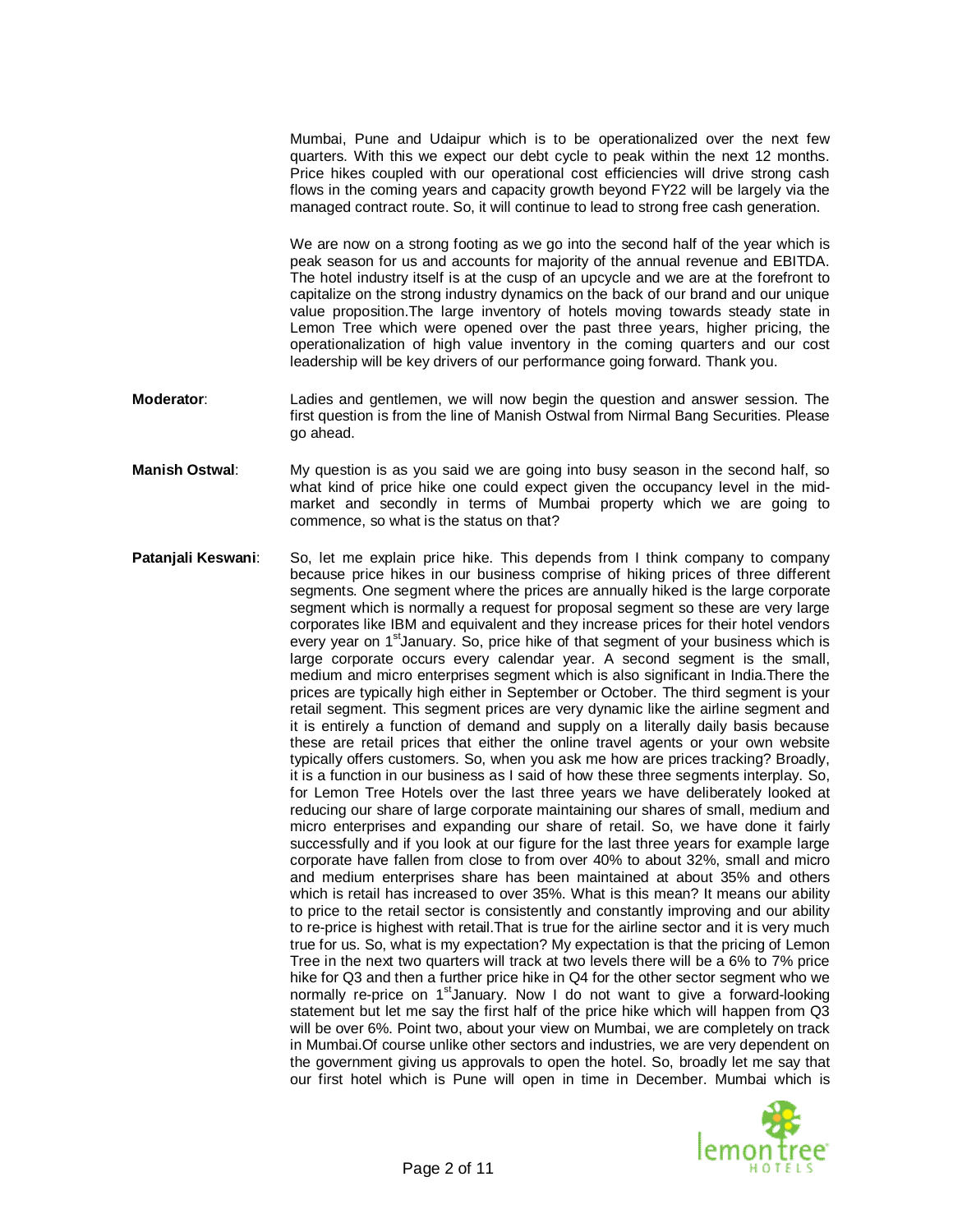Mumbai, Pune and Udaipur which is to be operationalized over the next few quarters. With this we expect our debt cycle to peak within the next 12 months. Price hikes coupled with our operational cost efficiencies will drive strong cash flows in the coming years and capacity growth beyond FY22 will be largely via the managed contract route. So, it will continue to lead to strong free cash generation.

We are now on a strong footing as we go into the second half of the year which is peak season for us and accounts for majority of the annual revenue and EBITDA. The hotel industry itself is at the cusp of an upcycle and we are at the forefront to capitalize on the strong industry dynamics on the back of our brand and our unique value proposition.The large inventory of hotels moving towards steady state in Lemon Tree which were opened over the past three years, higher pricing, the operationalization of high value inventory in the coming quarters and our cost leadership will be key drivers of our performance going forward. Thank you.

**Moderator**: Ladies and gentlemen, we will now begin the question and answer session. The first question is from the line of Manish Ostwal from Nirmal Bang Securities. Please go ahead.

**Manish Ostwal**: My question is as you said we are going into busy season in the second half, so what kind of price hike one could expect given the occupancy level in the mid-market and secondly in terms of Mumbai property which we are going to commence, so what is the status on that?

**Patanjali Keswani**: So, let me explain price hike. This depends from I think company to company because price hikes in our business comprise of hiking prices of three different segments. One segment where the prices are annually hiked is the large corporate segment which is normally a request for proposal segment so these are very large corporates like IBM and equivalent and they increase prices for their hotel vendors every year on 1st January. So, price hike of that segment of your business which is large corporate occurs every calendar year. A second segment is the small, medium and micro enterprises segment which is also significant in India.There the prices are typically high either in September or October. The third segment is your retail segment. This segment prices are very dynamic like the airline segment and it is entirely a function of demand and supply on a literally daily basis because these are retail prices that either the online travel agents or your own website typically offers customers. So, when you ask me how are prices tracking? Broadly, it is a function in our business as I said of how these three segments interplay. So, for Lemon Tree Hotels over the last three years we have deliberately looked at reducing our share of large corporate maintaining our shares of small, medium and micro enterprises and expanding our share of retail. So, we have done it fairly successfully and if you look at our figure for the last three years for example large corporate have fallen from close to from over 40% to about 32%, small and micro and medium enterprises share has been maintained at about 35% and others which is retail has increased to over 35%. What is this mean? It means our ability to price to the retail sector is consistently and constantly improving and our ability to re-price is highest with retail.That is true for the airline sector and it is very much true for us. So, what is my expectation? My expectation is that the pricing of Lemon Tree in the next two quarters will track at two levels there will be a 6% to 7% price hike for Q3 and then a further price hike in Q4 for the other sector segment who we normally re-price on 1st January. Now I do not want to give a forward-looking statement but let me say the first half of the price hike which will happen from Q3 will be over 6%. Point two, about your view on Mumbai, we are completely on track in Mumbai.Of course unlike other sectors and industries, we are very dependent on the government giving us approvals to open the hotel. So, broadly let me say that our first hotel which is Pune will open in time in December. Mumbai which is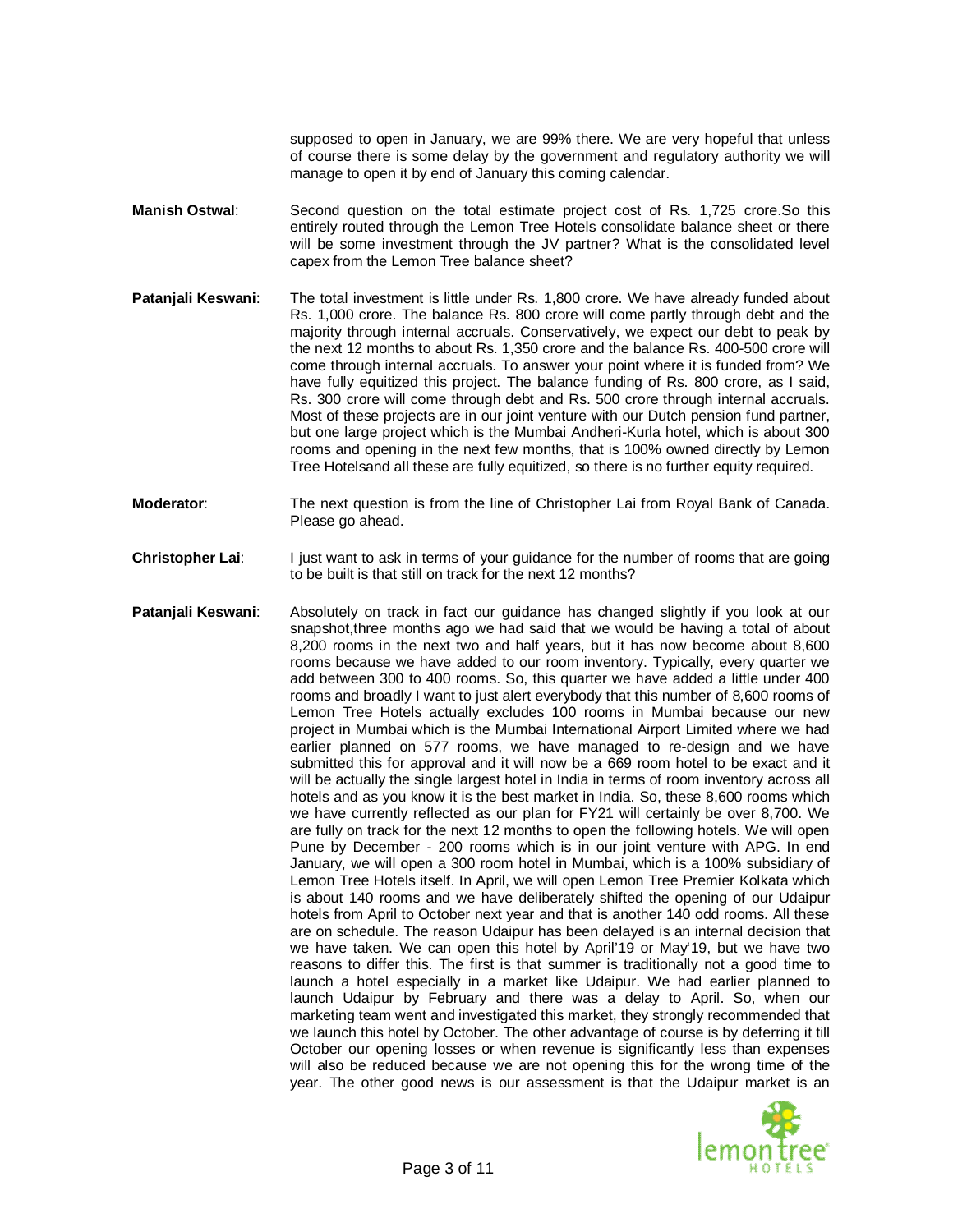supposed to open in January, we are 99% there. We are very hopeful that unless of course there is some delay by the government and regulatory authority we will manage to open it by end of January this coming calendar.

**Manish Ostwal**: Second question on the total estimate project cost of Rs. 1,725 crore.So this entirely routed through the Lemon Tree Hotels consolidate balance sheet or there will be some investment through the JV partner? What is the consolidated level capex from the Lemon Tree balance sheet?

**Patanjali Keswani**: The total investment is little under Rs. 1,800 crore. We have already funded about Rs. 1,000 crore. The balance Rs. 800 crore will come partly through debt and the majority through internal accruals. Conservatively, we expect our debt to peak by the next 12 months to about Rs. 1,350 crore and the balance Rs. 400-500 crore will come through internal accruals. To answer your point where it is funded from? We have fully equitized this project. The balance funding of Rs. 800 crore, as I said, Rs. 300 crore will come through debt and Rs. 500 crore through internal accruals. Most of these projects are in our joint venture with our Dutch pension fund partner, but one large project which is the Mumbai Andheri-Kurla hotel, which is about 300 rooms and opening in the next few months, that is 100% owned directly by Lemon Tree Hotelsand all these are fully equitized, so there is no further equity required.

**Moderator**: The next question is from the line of Christopher Lai from Royal Bank of Canada. Please go ahead.

**Christopher Lai**: I just want to ask in terms of your guidance for the number of rooms that are going to be built is that still on track for the next 12 months?

**Patanjali Keswani**: Absolutely on track in fact our guidance has changed slightly if you look at our snapshot,three months ago we had said that we would be having a total of about 8,200 rooms in the next two and half years, but it has now become about 8,600 rooms because we have added to our room inventory. Typically, every quarter we add between 300 to 400 rooms. So, this quarter we have added a little under 400 rooms and broadly I want to just alert everybody that this number of 8,600 rooms of Lemon Tree Hotels actually excludes 100 rooms in Mumbai because our new project in Mumbai which is the Mumbai International Airport Limited where we had earlier planned on 577 rooms, we have managed to re-design and we have submitted this for approval and it will now be a 669 room hotel to be exact and it will be actually the single largest hotel in India in terms of room inventory across all hotels and as you know it is the best market in India. So, these 8,600 rooms which we have currently reflected as our plan for FY21 will certainly be over 8,700. We are fully on track for the next 12 months to open the following hotels. We will open Pune by December - 200 rooms which is in our joint venture with APG. In end January, we will open a 300 room hotel in Mumbai, which is a 100% subsidiary of Lemon Tree Hotels itself. In April, we will open Lemon Tree Premier Kolkata which is about 140 rooms and we have deliberately shifted the opening of our Udaipur hotels from April to October next year and that is another 140 odd rooms. All these are on schedule. The reason Udaipur has been delayed is an internal decision that we have taken. We can open this hotel by April'19 or May'19, but we have two reasons to differ this. The first is that summer is traditionally not a good time to launch a hotel especially in a market like Udaipur. We had earlier planned to launch Udaipur by February and there was a delay to April. So, when our marketing team went and investigated this market, they strongly recommended that we launch this hotel by October. The other advantage of course is by deferring it till October our opening losses or when revenue is significantly less than expenses will also be reduced because we are not opening this for the wrong time of the year. The other good news is our assessment is that the Udaipur market is an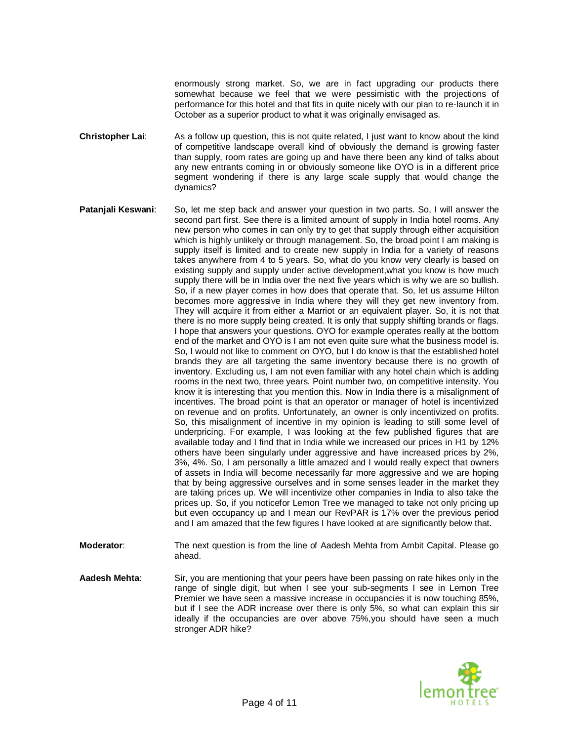enormously strong market. So, we are in fact upgrading our products there somewhat because we feel that we were pessimistic with the projections of performance for this hotel and that fits in quite nicely with our plan to re-launch it in October as a superior product to what it was originally envisaged as.

**Christopher Lai**: As a follow up question, this is not quite related, I just want to know about the kind of competitive landscape overall kind of obviously the demand is growing faster than supply, room rates are going up and have there been any kind of talks about any new entrants coming in or obviously someone like OYO is in a different price segment wondering if there is any large scale supply that would change the dynamics?

**Patanjali Keswani**: So, let me step back and answer your question in two parts. So, I will answer the second part first. See there is a limited amount of supply in India hotel rooms. Any new person who comes in can only try to get that supply through either acquisition which is highly unlikely or through management. So, the broad point I am making is supply itself is limited and to create new supply in India for a variety of reasons takes anywhere from 4 to 5 years. So, what do you know very clearly is based on existing supply and supply under active development,what you know is how much supply there will be in India over the next five years which is why we are so bullish. So, if a new player comes in how does that operate that. So, let us assume Hilton becomes more aggressive in India where they will they get new inventory from. They will acquire it from either a Marriot or an equivalent player. So, it is not that there is no more supply being created. It is only that supply shifting brands or flags. I hope that answers your questions. OYO for example operates really at the bottom end of the market and OYO is I am not even quite sure what the business model is. So, I would not like to comment on OYO, but I do know is that the established hotel brands they are all targeting the same inventory because there is no growth of inventory. Excluding us, I am not even familiar with any hotel chain which is adding rooms in the next two, three years. Point number two, on competitive intensity. You know it is interesting that you mention this. Now in India there is a misalignment of incentives. The broad point is that an operator or manager of hotel is incentivized on revenue and on profits. Unfortunately, an owner is only incentivized on profits. So, this misalignment of incentive in my opinion is leading to still some level of underpricing. For example, I was looking at the few published figures that are available today and I find that in India while we increased our prices in H1 by 12% others have been singularly under aggressive and have increased prices by 2%, 3%, 4%. So, I am personally a little amazed and I would really expect that owners of assets in India will become necessarily far more aggressive and we are hoping that by being aggressive ourselves and in some senses leader in the market they are taking prices up. We will incentivize other companies in India to also take the prices up. So, if you noticefor Lemon Tree we managed to take not only pricing up but even occupancy up and I mean our RevPAR is 17% over the previous period and I am amazed that the few figures I have looked at are significantly below that.

**Moderator**: The next question is from the line of Aadesh Mehta from Ambit Capital. Please go ahead.

**Aadesh Mehta**: Sir, you are mentioning that your peers have been passing on rate hikes only in the range of single digit, but when I see your sub-segments I see in Lemon Tree Premier we have seen a massive increase in occupancies it is now touching 85%, but if I see the ADR increase over there is only 5%, so what can explain this sir ideally if the occupancies are over above 75%,you should have seen a much stronger ADR hike?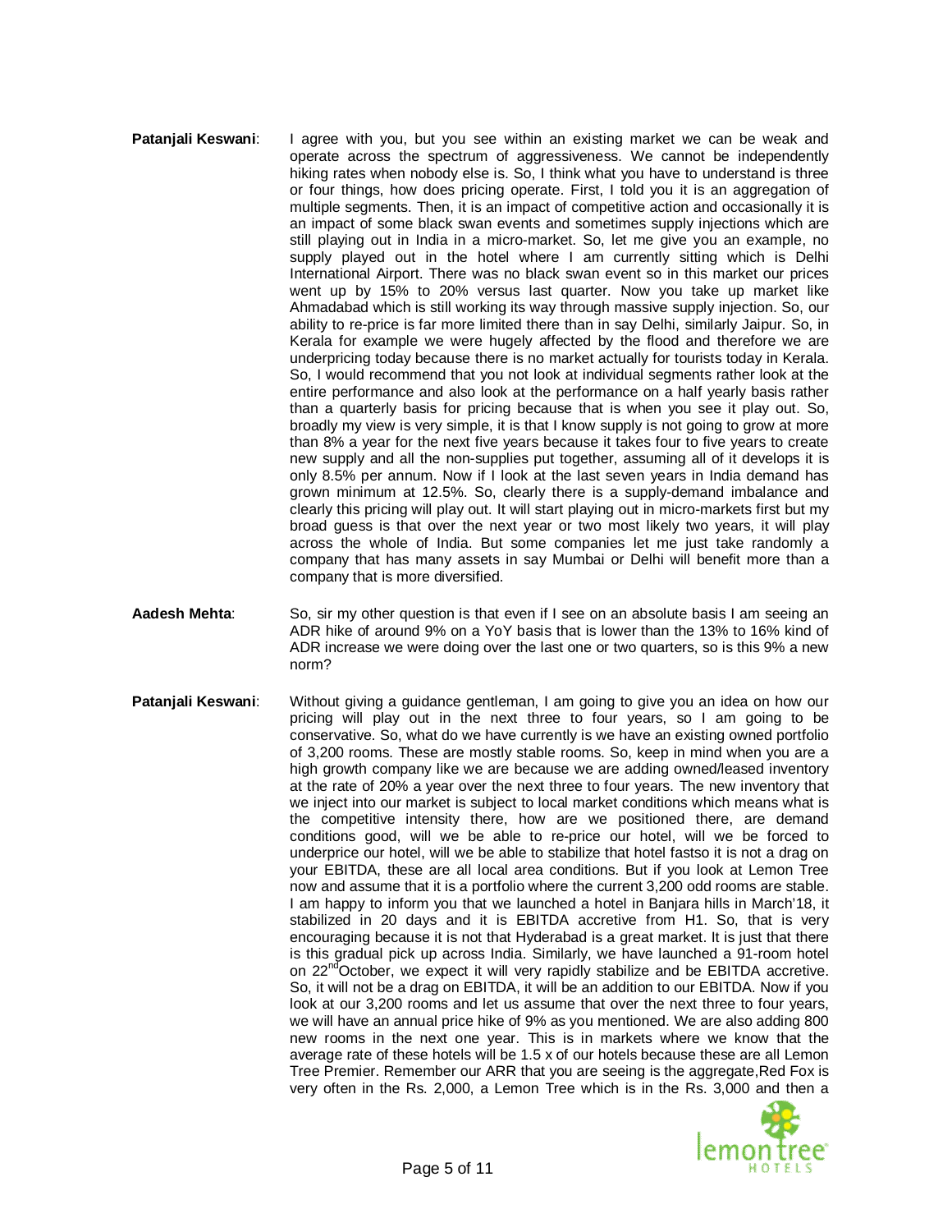**Patanjali Keswani**: I agree with you, but you see within an existing market we can be weak and operate across the spectrum of aggressiveness. We cannot be independently hiking rates when nobody else is. So, I think what you have to understand is three or four things, how does pricing operate. First, I told you it is an aggregation of multiple segments. Then, it is an impact of competitive action and occasionally it is an impact of some black swan events and sometimes supply injections which are still playing out in India in a micro-market. So, let me give you an example, no supply played out in the hotel where I am currently sitting which is Delhi International Airport. There was no black swan event so in this market our prices went up by 15% to 20% versus last quarter. Now you take up market like Ahmadabad which is still working its way through massive supply injection. So, our ability to re-price is far more limited there than in say Delhi, similarly Jaipur. So, in Kerala for example we were hugely affected by the flood and therefore we are underpricing today because there is no market actually for tourists today in Kerala. So, I would recommend that you not look at individual segments rather look at the entire performance and also look at the performance on a half yearly basis rather than a quarterly basis for pricing because that is when you see it play out. So, broadly my view is very simple, it is that I know supply is not going to grow at more than 8% a year for the next five years because it takes four to five years to create new supply and all the non-supplies put together, assuming all of it develops it is only 8.5% per annum. Now if I look at the last seven years in India demand has grown minimum at 12.5%. So, clearly there is a supply-demand imbalance and clearly this pricing will play out. It will start playing out in micro-markets first but my broad guess is that over the next year or two most likely two years, it will play across the whole of India. But some companies let me just take randomly a company that has many assets in say Mumbai or Delhi will benefit more than a company that is more diversified.

**Aadesh Mehta**: So, sir my other question is that even if I see on an absolute basis I am seeing an ADR hike of around 9% on a YoY basis that is lower than the 13% to 16% kind of ADR increase we were doing over the last one or two quarters, so is this 9% a new norm?

**Patanjali Keswani**: Without giving a guidance gentleman, I am going to give you an idea on how our pricing will play out in the next three to four years, so I am going to be conservative. So, what do we have currently is we have an existing owned portfolio of 3,200 rooms. These are mostly stable rooms. So, keep in mind when you are a high growth company like we are because we are adding owned/leased inventory at the rate of 20% a year over the next three to four years. The new inventory that we inject into our market is subject to local market conditions which means what is the competitive intensity there, how are we positioned there, are demand conditions good, will we be able to re-price our hotel, will we be forced to underprice our hotel, will we be able to stabilize that hotel fastso it is not a drag on your EBITDA, these are all local area conditions. But if you look at Lemon Tree now and assume that it is a portfolio where the current 3,200 odd rooms are stable. I am happy to inform you that we launched a hotel in Banjara hills in March'18, it stabilized in 20 days and it is EBITDA accretive from H1. So, that is very encouraging because it is not that Hyderabad is a great market. It is just that there is this gradual pick up across India. Similarly, we have launched a 91-room hotel on 22nd October, we expect it will very rapidly stabilize and be EBITDA accretive. So, it will not be a drag on EBITDA, it will be an addition to our EBITDA. Now if you look at our 3,200 rooms and let us assume that over the next three to four years, we will have an annual price hike of 9% as you mentioned. We are also adding 800 new rooms in the next one year. This is in markets where we know that the average rate of these hotels will be 1.5 x of our hotels because these are all Lemon Tree Premier. Remember our ARR that you are seeing is the aggregate,Red Fox is very often in the Rs. 2,000, a Lemon Tree which is in the Rs. 3,000 and then a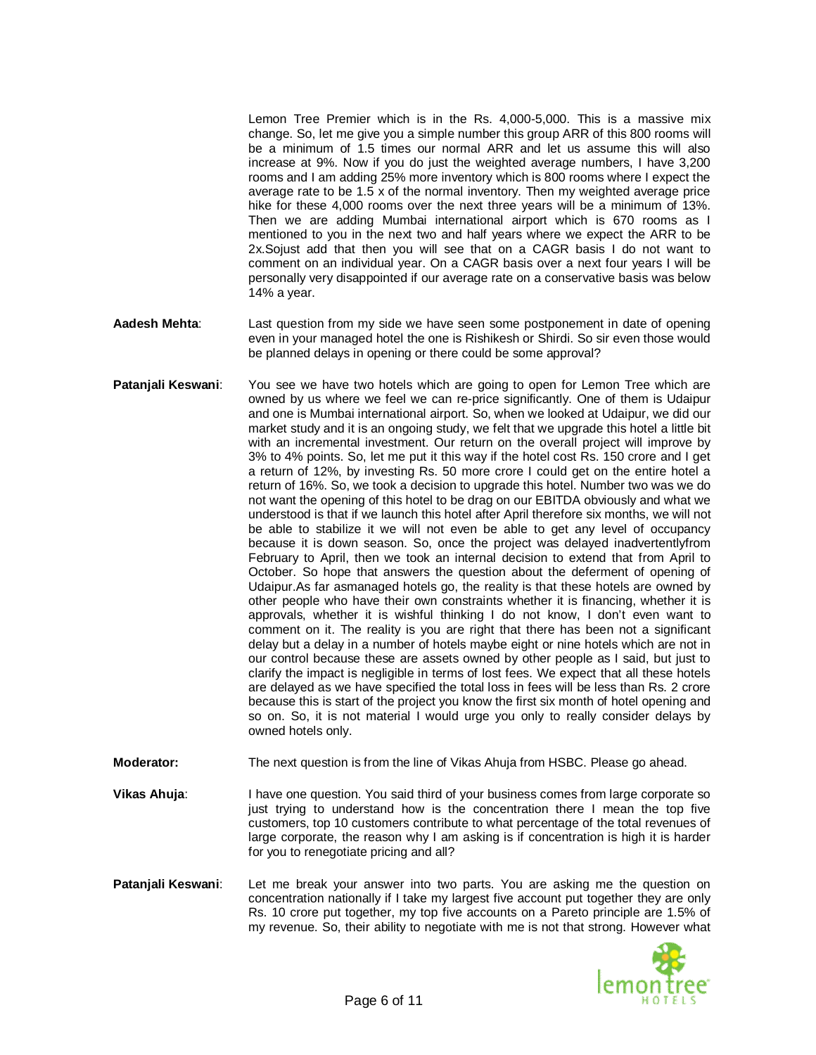Lemon Tree Premier which is in the Rs. 4,000-5,000. This is a massive mix change. So, let me give you a simple number this group ARR of this 800 rooms will be a minimum of 1.5 times our normal ARR and let us assume this will also increase at 9%. Now if you do just the weighted average numbers, I have 3,200 rooms and I am adding 25% more inventory which is 800 rooms where I expect the average rate to be 1.5 x of the normal inventory. Then my weighted average price hike for these 4,000 rooms over the next three years will be a minimum of 13%. Then we are adding Mumbai international airport which is 670 rooms as I mentioned to you in the next two and half years where we expect the ARR to be 2x.Sojust add that then you will see that on a CAGR basis I do not want to comment on an individual year. On a CAGR basis over a next four years I will be personally very disappointed if our average rate on a conservative basis was below 14% a year.

**Aadesh Mehta**: Last question from my side we have seen some postponement in date of opening even in your managed hotel the one is Rishikesh or Shirdi. So sir even those would be planned delays in opening or there could be some approval?

**Patanjali Keswani**: You see we have two hotels which are going to open for Lemon Tree which are owned by us where we feel we can re-price significantly. One of them is Udaipur and one is Mumbai international airport. So, when we looked at Udaipur, we did our market study and it is an ongoing study, we felt that we upgrade this hotel a little bit with an incremental investment. Our return on the overall project will improve by 3% to 4% points. So, let me put it this way if the hotel cost Rs. 150 crore and I get a return of 12%, by investing Rs. 50 more crore I could get on the entire hotel a return of 16%. So, we took a decision to upgrade this hotel. Number two was we do not want the opening of this hotel to be drag on our EBITDA obviously and what we understood is that if we launch this hotel after April therefore six months, we will not be able to stabilize it we will not even be able to get any level of occupancy because it is down season. So, once the project was delayed inadvertentlyfrom February to April, then we took an internal decision to extend that from April to October. So hope that answers the question about the deferment of opening of Udaipur.As far asmanaged hotels go, the reality is that these hotels are owned by other people who have their own constraints whether it is financing, whether it is approvals, whether it is wishful thinking I do not know, I don't even want to comment on it. The reality is you are right that there has been not a significant delay but a delay in a number of hotels maybe eight or nine hotels which are not in our control because these are assets owned by other people as I said, but just to clarify the impact is negligible in terms of lost fees. We expect that all these hotels are delayed as we have specified the total loss in fees will be less than Rs. 2 crore because this is start of the project you know the first six month of hotel opening and so on. So, it is not material I would urge you only to really consider delays by owned hotels only.

**Moderator:** The next question is from the line of Vikas Ahuja from HSBC. Please go ahead.

**Vikas Ahuja**: I have one question. You said third of your business comes from large corporate so just trying to understand how is the concentration there I mean the top five customers, top 10 customers contribute to what percentage of the total revenues of large corporate, the reason why I am asking is if concentration is high it is harder for you to renegotiate pricing and all?

**Patanjali Keswani**: Let me break your answer into two parts. You are asking me the question on concentration nationally if I take my largest five account put together they are only Rs. 10 crore put together, my top five accounts on a Pareto principle are 1.5% of my revenue. So, their ability to negotiate with me is not that strong. However what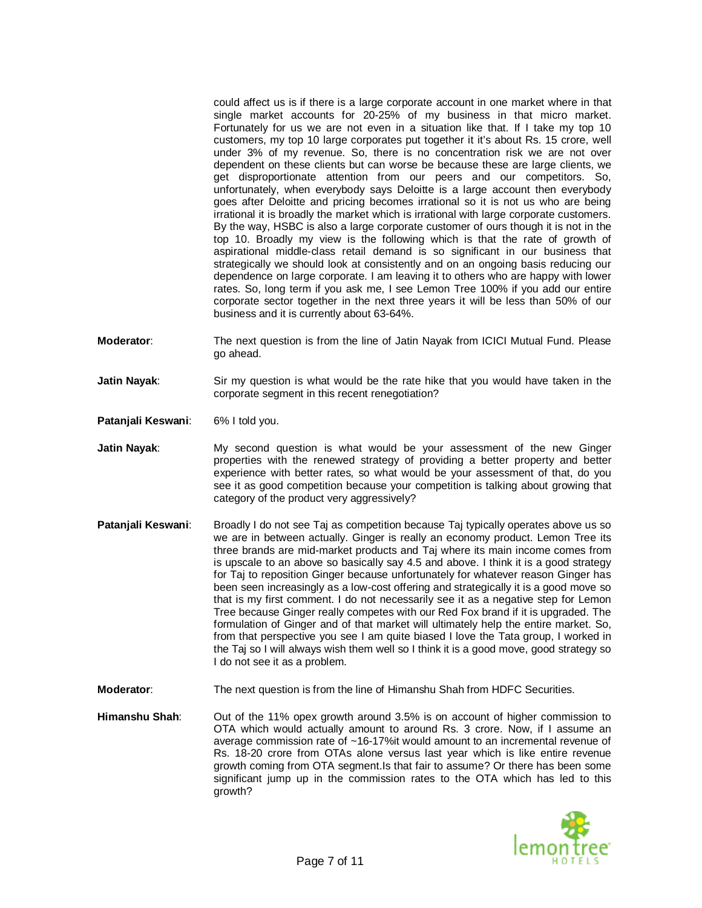could affect us is if there is a large corporate account in one market where in that single market accounts for 20-25% of my business in that micro market. Fortunately for us we are not even in a situation like that. If I take my top 10 customers, my top 10 large corporates put together it it's about Rs. 15 crore, well under 3% of my revenue. So, there is no concentration risk we are not over dependent on these clients but can worse be because these are large clients, we get disproportionate attention from our peers and our competitors. So, unfortunately, when everybody says Deloitte is a large account then everybody goes after Deloitte and pricing becomes irrational so it is not us who are being irrational it is broadly the market which is irrational with large corporate customers. By the way, HSBC is also a large corporate customer of ours though it is not in the top 10. Broadly my view is the following which is that the rate of growth of aspirational middle-class retail demand is so significant in our business that strategically we should look at consistently and on an ongoing basis reducing our dependence on large corporate. I am leaving it to others who are happy with lower rates. So, long term if you ask me, I see Lemon Tree 100% if you add our entire corporate sector together in the next three years it will be less than 50% of our business and it is currently about 63-64%.

**Moderator**: The next question is from the line of Jatin Nayak from ICICI Mutual Fund. Please go ahead.

**Jatin Nayak**: Sir my question is what would be the rate hike that you would have taken in the corporate segment in this recent renegotiation?

**Patanjali Keswani**: 6% I told you.

**Jatin Nayak**: My second question is what would be your assessment of the new Ginger properties with the renewed strategy of providing a better property and better experience with better rates, so what would be your assessment of that, do you see it as good competition because your competition is talking about growing that category of the product very aggressively?

**Patanjali Keswani**: Broadly I do not see Taj as competition because Taj typically operates above us so we are in between actually. Ginger is really an economy product. Lemon Tree its three brands are mid-market products and Taj where its main income comes from is upscale to an above so basically say 4.5 and above. I think it is a good strategy for Taj to reposition Ginger because unfortunately for whatever reason Ginger has been seen increasingly as a low-cost offering and strategically it is a good move so that is my first comment. I do not necessarily see it as a negative step for Lemon Tree because Ginger really competes with our Red Fox brand if it is upgraded. The formulation of Ginger and of that market will ultimately help the entire market. So, from that perspective you see I am quite biased I love the Tata group, I worked in the Taj so I will always wish them well so I think it is a good move, good strategy so I do not see it as a problem.

**Moderator**: The next question is from the line of Himanshu Shah from HDFC Securities.

**Himanshu Shah**: Out of the 11% opex growth around 3.5% is on account of higher commission to OTA which would actually amount to around Rs. 3 crore. Now, if I assume an average commission rate of ~16-17%it would amount to an incremental revenue of Rs. 18-20 crore from OTAs alone versus last year which is like entire revenue growth coming from OTA segment.Is that fair to assume? Or there has been some significant jump up in the commission rates to the OTA which has led to this growth?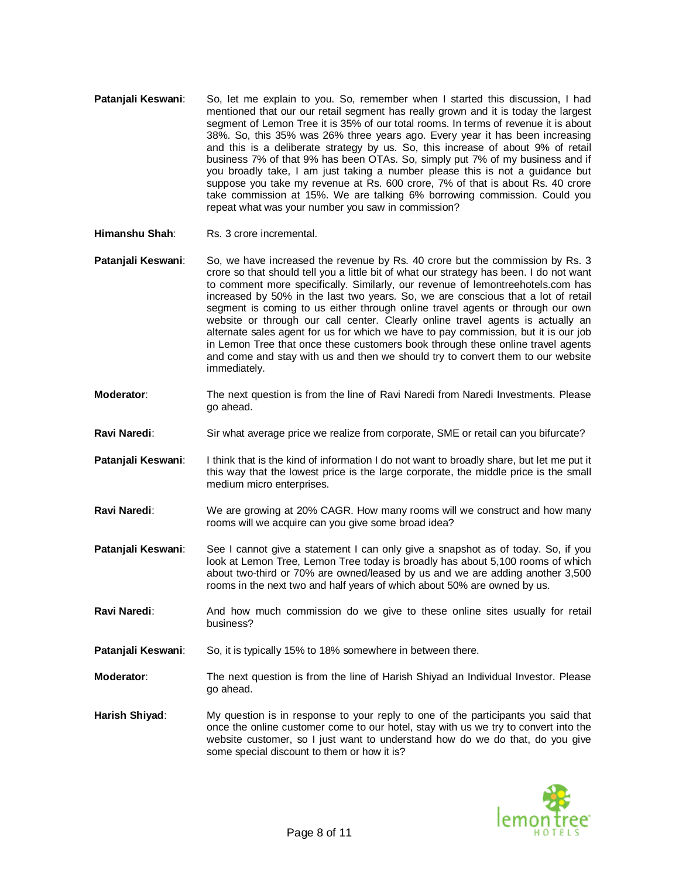**Patanjali Keswani**: So, let me explain to you. So, remember when I started this discussion, I had mentioned that our our retail segment has really grown and it is today the largest segment of Lemon Tree it is 35% of our total rooms. In terms of revenue it is about 38%. So, this 35% was 26% three years ago. Every year it has been increasing and this is a deliberate strategy by us. So, this increase of about 9% of retail business 7% of that 9% has been OTAs. So, simply put 7% of my business and if you broadly take, I am just taking a number please this is not a guidance but suppose you take my revenue at Rs. 600 crore, 7% of that is about Rs. 40 crore take commission at 15%. We are talking 6% borrowing commission. Could you repeat what was your number you saw in commission?

**Himanshu Shah**: Rs. 3 crore incremental.

**Patanjali Keswani**: So, we have increased the revenue by Rs. 40 crore but the commission by Rs. 3 crore so that should tell you a little bit of what our strategy has been. I do not want to comment more specifically. Similarly, our revenue of lemontreehotels.com has increased by 50% in the last two years. So, we are conscious that a lot of retail segment is coming to us either through online travel agents or through our own website or through our call center. Clearly online travel agents is actually an alternate sales agent for us for which we have to pay commission, but it is our job in Lemon Tree that once these customers book through these online travel agents and come and stay with us and then we should try to convert them to our website immediately.

**Moderator**: The next question is from the line of Ravi Naredi from Naredi Investments. Please go ahead.

**Ravi Naredi**: Sir what average price we realize from corporate, SME or retail can you bifurcate?

**Patanjali Keswani**: I think that is the kind of information I do not want to broadly share, but let me put it this way that the lowest price is the large corporate, the middle price is the small medium micro enterprises.

**Ravi Naredi**: We are growing at 20% CAGR. How many rooms will we construct and how many rooms will we acquire can you give some broad idea?

**Patanjali Keswani**: See I cannot give a statement I can only give a snapshot as of today. So, if you look at Lemon Tree, Lemon Tree today is broadly has about 5,100 rooms of which about two-third or 70% are owned/leased by us and we are adding another 3,500 rooms in the next two and half years of which about 50% are owned by us.

**Ravi Naredi**: And how much commission do we give to these online sites usually for retail business?

**Patanjali Keswani**: So, it is typically 15% to 18% somewhere in between there.

**Moderator**: The next question is from the line of Harish Shiyad an Individual Investor. Please go ahead.

**Harish Shiyad**: My question is in response to your reply to one of the participants you said that once the online customer come to our hotel, stay with us we try to convert into the website customer, so I just want to understand how do we do that, do you give some special discount to them or how it is?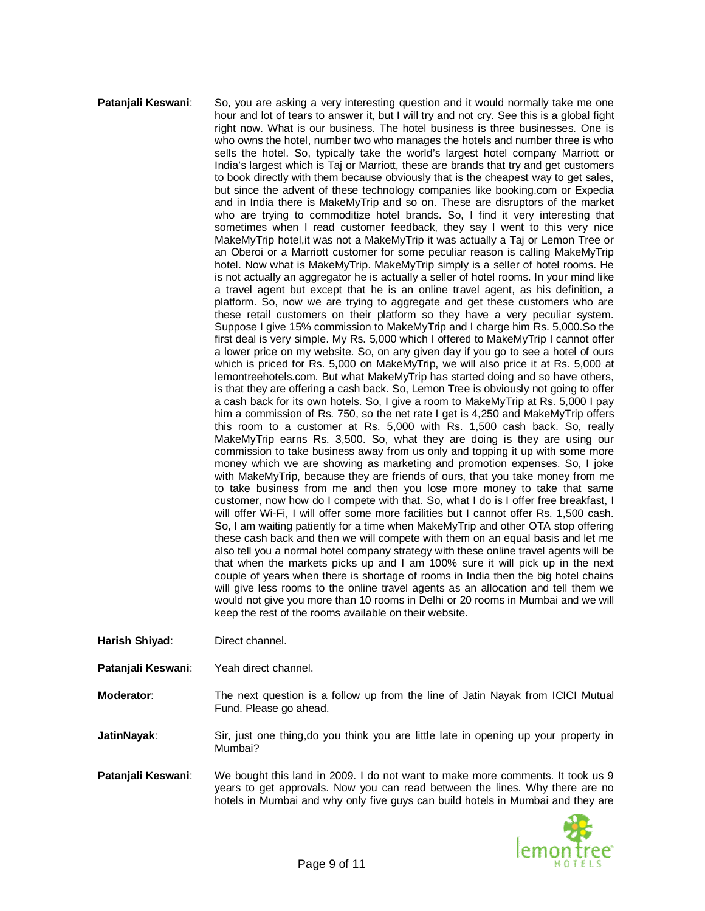**Patanjali Keswani**: So, you are asking a very interesting question and it would normally take me one hour and lot of tears to answer it, but I will try and not cry. See this is a global fight right now. What is our business. The hotel business is three businesses. One is who owns the hotel, number two who manages the hotels and number three is who sells the hotel. So, typically take the world's largest hotel company Marriott or India's largest which is Taj or Marriott, these are brands that try and get customers to book directly with them because obviously that is the cheapest way to get sales, but since the advent of these technology companies like booking.com or Expedia and in India there is MakeMyTrip and so on. These are disruptors of the market who are trying to commoditize hotel brands. So, I find it very interesting that sometimes when I read customer feedback, they say I went to this very nice MakeMyTrip hotel,it was not a MakeMyTrip it was actually a Taj or Lemon Tree or an Oberoi or a Marriott customer for some peculiar reason is calling MakeMyTrip hotel. Now what is MakeMyTrip. MakeMyTrip simply is a seller of hotel rooms. He is not actually an aggregator he is actually a seller of hotel rooms. In your mind like a travel agent but except that he is an online travel agent, as his definition, a platform. So, now we are trying to aggregate and get these customers who are these retail customers on their platform so they have a very peculiar system. Suppose I give 15% commission to MakeMyTrip and I charge him Rs. 5,000.So the first deal is very simple. My Rs. 5,000 which I offered to MakeMyTrip I cannot offer a lower price on my website. So, on any given day if you go to see a hotel of ours which is priced for Rs. 5,000 on MakeMyTrip, we will also price it at Rs. 5,000 at lemontreehotels.com. But what MakeMyTrip has started doing and so have others, is that they are offering a cash back. So, Lemon Tree is obviously not going to offer a cash back for its own hotels. So, I give a room to MakeMyTrip at Rs. 5,000 I pay him a commission of Rs. 750, so the net rate I get is 4,250 and MakeMyTrip offers this room to a customer at Rs. 5,000 with Rs. 1,500 cash back. So, really MakeMyTrip earns Rs. 3,500. So, what they are doing is they are using our commission to take business away from us only and topping it up with some more money which we are showing as marketing and promotion expenses. So, I joke with MakeMyTrip, because they are friends of ours, that you take money from me to take business from me and then you lose more money to take that same customer, now how do I compete with that. So, what I do is I offer free breakfast, I will offer Wi-Fi, I will offer some more facilities but I cannot offer Rs. 1,500 cash. So, I am waiting patiently for a time when MakeMyTrip and other OTA stop offering these cash back and then we will compete with them on an equal basis and let me also tell you a normal hotel company strategy with these online travel agents will be that when the markets picks up and I am 100% sure it will pick up in the next couple of years when there is shortage of rooms in India then the big hotel chains will give less rooms to the online travel agents as an allocation and tell them we would not give you more than 10 rooms in Delhi or 20 rooms in Mumbai and we will keep the rest of the rooms available on their website.

**Harish Shiyad**: Direct channel.

**Patanjali Keswani**: Yeah direct channel.

**Moderator**: The next question is a follow up from the line of Jatin Nayak from ICICI Mutual Fund. Please go ahead.

**JatinNayak**: Sir, just one thing,do you think you are little late in opening up your property in Mumbai?

**Patanjali Keswani**: We bought this land in 2009. I do not want to make more comments. It took us 9 years to get approvals. Now you can read between the lines. Why there are no hotels in Mumbai and why only five guys can build hotels in Mumbai and they are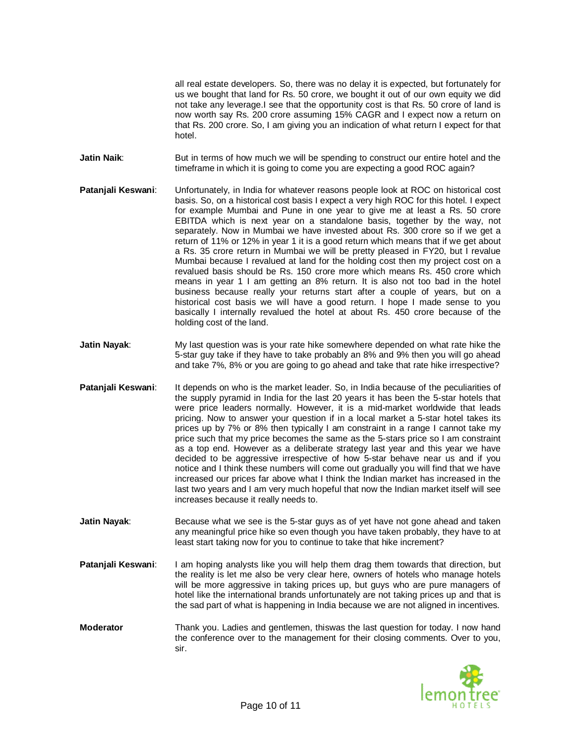all real estate developers. So, there was no delay it is expected, but fortunately for us we bought that land for Rs. 50 crore, we bought it out of our own equity we did not take any leverage.I see that the opportunity cost is that Rs. 50 crore of land is now worth say Rs. 200 crore assuming 15% CAGR and I expect now a return on that Rs. 200 crore. So, I am giving you an indication of what return I expect for that hotel.

**Jatin Naik**: But in terms of how much we will be spending to construct our entire hotel and the timeframe in which it is going to come you are expecting a good ROC again?

**Patanjali Keswani**: Unfortunately, in India for whatever reasons people look at ROC on historical cost basis. So, on a historical cost basis I expect a very high ROC for this hotel. I expect for example Mumbai and Pune in one year to give me at least a Rs. 50 crore EBITDA which is next year on a standalone basis, together by the way, not separately. Now in Mumbai we have invested about Rs. 300 crore so if we get a return of 11% or 12% in year 1 it is a good return which means that if we get about a Rs. 35 crore return in Mumbai we will be pretty pleased in FY20, but I revalue Mumbai because I revalued at land for the holding cost then my project cost on a revalued basis should be Rs. 150 crore more which means Rs. 450 crore which means in year 1 I am getting an 8% return. It is also not too bad in the hotel business because really your returns start after a couple of years, but on a historical cost basis we will have a good return. I hope I made sense to you basically I internally revalued the hotel at about Rs. 450 crore because of the holding cost of the land.

**Jatin Nayak**: My last question was is your rate hike somewhere depended on what rate hike the 5-star guy take if they have to take probably an 8% and 9% then you will go ahead and take 7%, 8% or you are going to go ahead and take that rate hike irrespective?

**Patanjali Keswani**: It depends on who is the market leader. So, in India because of the peculiarities of the supply pyramid in India for the last 20 years it has been the 5-star hotels that were price leaders normally. However, it is a mid-market worldwide that leads pricing. Now to answer your question if in a local market a 5-star hotel takes its prices up by 7% or 8% then typically I am constraint in a range I cannot take my price such that my price becomes the same as the 5-stars price so I am constraint as a top end. However as a deliberate strategy last year and this year we have decided to be aggressive irrespective of how 5-star behave near us and if you notice and I think these numbers will come out gradually you will find that we have increased our prices far above what I think the Indian market has increased in the last two years and I am very much hopeful that now the Indian market itself will see increases because it really needs to.

**Jatin Nayak**: Because what we see is the 5-star guys as of yet have not gone ahead and taken any meaningful price hike so even though you have taken probably, they have to at least start taking now for you to continue to take that hike increment?

**Patanjali Keswani**: I am hoping analysts like you will help them drag them towards that direction, but the reality is let me also be very clear here, owners of hotels who manage hotels will be more aggressive in taking prices up, but guys who are pure managers of hotel like the international brands unfortunately are not taking prices up and that is the sad part of what is happening in India because we are not aligned in incentives.

**Moderator** Thank you. Ladies and gentlemen, thiswas the last question for today. I now hand the conference over to the management for their closing comments. Over to you, sir.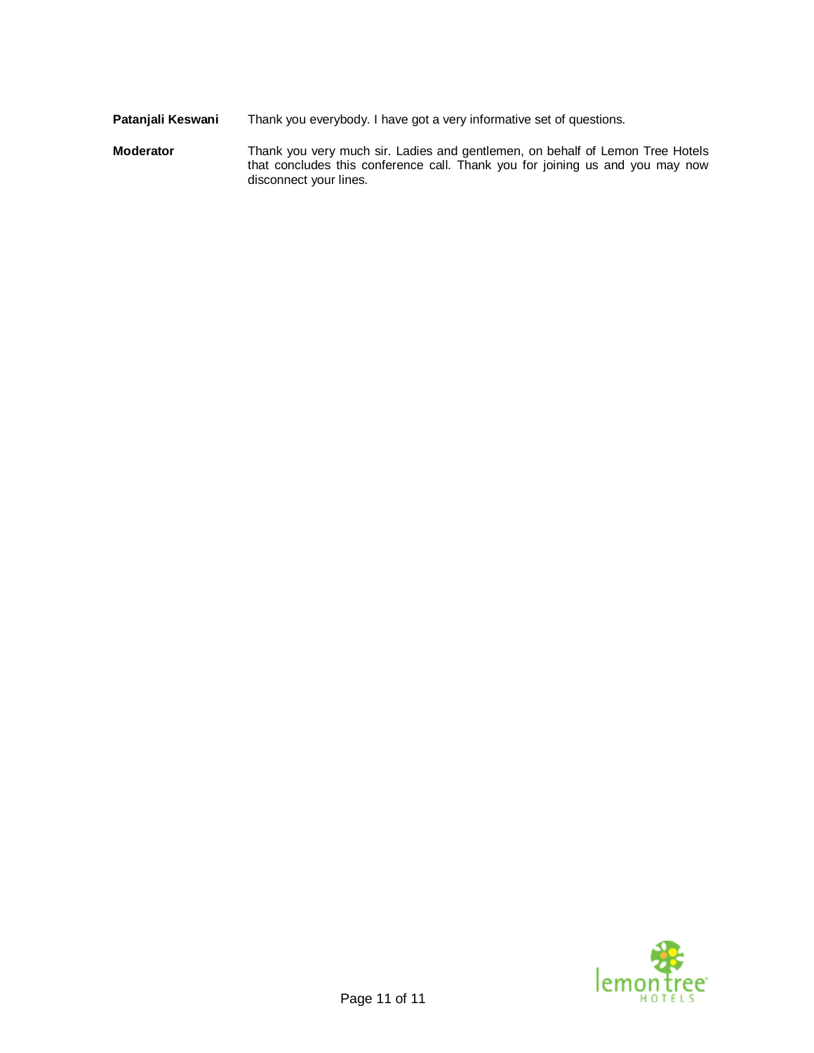**Patanjali Keswani** Thank you everybody. I have got a very informative set of questions.

**Moderator** Thank you very much sir. Ladies and gentlemen, on behalf of Lemon Tree Hotels that concludes this conference call. Thank you for joining us and you may now disconnect your lines.